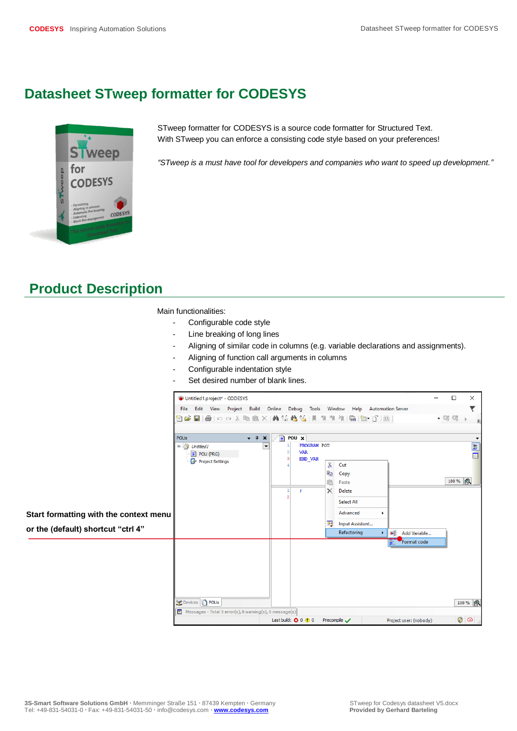# Datasheet STweep formatter for CODESYS

STweep formatter for CODESYS is a source code formatter for Structured Text.
With STweep you can enforce a consisting code style based on your preferences!

*"STweep is a must have tool for developers and companies who want to speed up development."*

## Product Description

Main functionalities:

- Configurable code style
- Line breaking of long lines
- Aligning of similar code in columns (e.g. variable declarations and assignments).
- Aligning of function call arguments in columns
- Configurable indentation style
- Set desired number of blank lines.

**Start formatting with the context menu or the (default) shortcut "ctrl 4"**

**3S-Smart Software Solutions GmbH** · Memminger Straße 151 · 87439 Kempten · Germany
Tel: +49-831-54031-0 · Fax: +49-831-54031-50 · info@codesys.com · **www.codesys.com**

STweep for Codesys datasheet V5.docx
**Provided by Gerhard Barteling**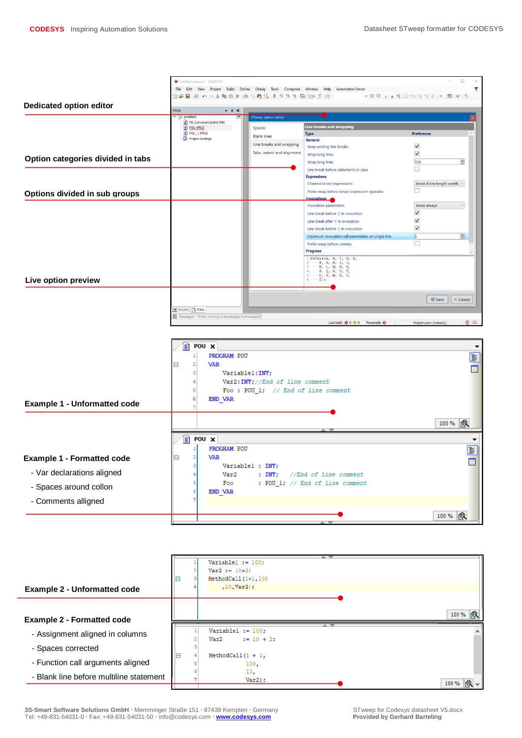**Dedicated option editor**

**Option categories divided in tabs**

**Options divided in sub groups**

**Live option preview**

**Example 1 - Unformatted code**

```
PROGRAM POU
VAR
    Variable1:INT;
    Var2:INT;//End of line comment
    Foo : POU_1;  // End of line comment
END_VAR
```

**Example 1 - Formatted code**

- Var declarations aligned
- Spaces around collon
- Comments alligned

```
PROGRAM POU
VAR
    Variable1 : INT;
    Var2      : INT;   //End of line comment
    Foo       : POU_1; // End of line comment
END_VAR
```

**Example 2 - Unformatted code**

```
Variable1 := 100;
Var2 := 10+2;
MethodCall(1+1,100
    ,10,Var2);
```

**Example 2 - Formatted code**

- Assignment aligned in columns
- Spaces corrected
- Function call arguments aligned
- Blank line before multiline statement

```
Variable1 := 100;
Var2      := 10 + 2;

MethodCall(1 + 1,
           100,
           10,
           Var2);
```

**3S-Smart Software Solutions GmbH** · Memminger Straße 151 · 87439 Kempten · Germany
Tel: +49-831-54031-0 · Fax: +49-831-54031-50 · info@codesys.com · **www.codesys.com**

STweep for Codesys datasheet V5.docx
**Provided by Gerhard Barteling**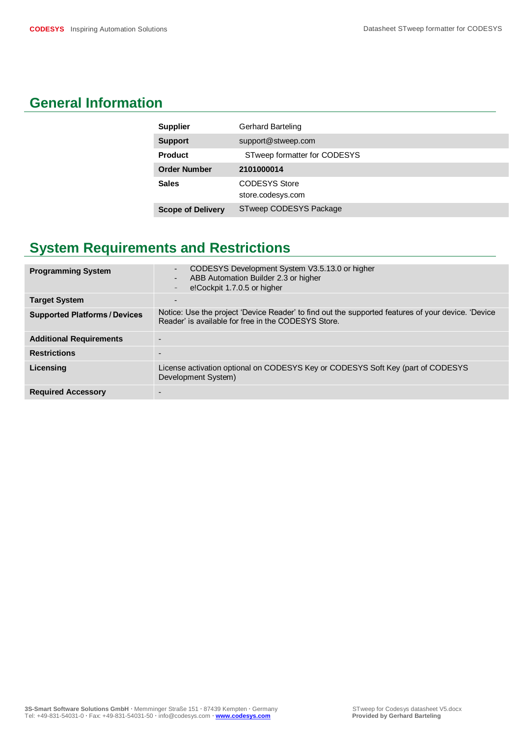## General Information

| | |
|---|---|
| **Supplier** | Gerhard Barteling |
| **Support** | support@stweep.com |
| **Product** | STweep formatter for CODESYS |
| **Order Number** | **2101000014** |
| **Sales** | CODESYS Store<br>store.codesys.com |
| **Scope of Delivery** | STweep CODESYS Package |

## System Requirements and Restrictions

| | |
|---|---|
| **Programming System** | - CODESYS Development System V3.5.13.0 or higher<br>- ABB Automation Builder 2.3 or higher<br>- e!Cockpit 1.7.0.5 or higher |
| **Target System** | - |
| **Supported Platforms / Devices** | Notice: Use the project 'Device Reader' to find out the supported features of your device. 'Device Reader' is available for free in the CODESYS Store. |
| **Additional Requirements** | - |
| **Restrictions** | - |
| **Licensing** | License activation optional on CODESYS Key or CODESYS Soft Key (part of CODESYS Development System) |
| **Required Accessory** | - |